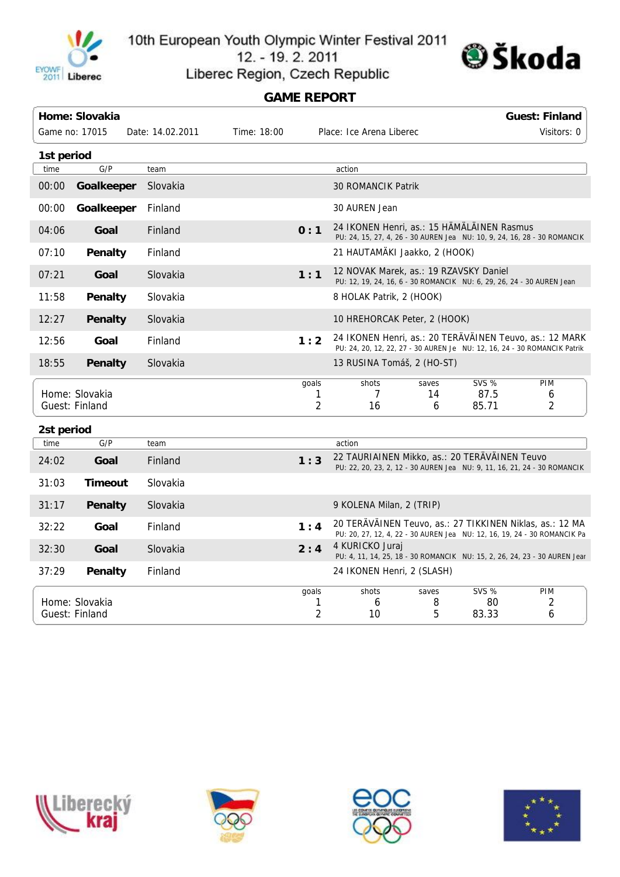10th European Youth Olympic Winter Festival 2011
12. - 19. 2. 2011
Liberec Region, Czech Republic

# GAME REPORT

| Home: Slovakia | | | | Guest: Finland |
|---|---|---|---|---|
| Game no: 17015 | Date: 14.02.2011 | Time: 18:00 | Place: Ice Arena Liberec | Visitors: 0 |

## 1st period

| time | G/P | team | | action |
|---|---|---|---|---|
| 00:00 | **Goalkeeper** | Slovakia | | 30 ROMANCIK Patrik |
| 00:00 | **Goalkeeper** | Finland | | 30 AUREN Jean |
| 04:06 | **Goal** | Finland | **0 : 1** | 24 IKONEN Henri, as.: 15 HÄMÄLÄINEN Rasmus<br>PU: 24, 15, 27, 4, 26 - 30 AUREN Jea NU: 10, 9, 24, 16, 28 - 30 ROMANCIK |
| 07:10 | **Penalty** | Finland | | 21 HAUTAMÄKI Jaakko, 2 (HOOK) |
| 07:21 | **Goal** | Slovakia | **1 : 1** | 12 NOVAK Marek, as.: 19 RZAVSKY Daniel<br>PU: 12, 19, 24, 16, 6 - 30 ROMANCIK NU: 6, 29, 26, 24 - 30 AUREN Jean |
| 11:58 | **Penalty** | Slovakia | | 8 HOLAK Patrik, 2 (HOOK) |
| 12:27 | **Penalty** | Slovakia | | 10 HREHORCAK Peter, 2 (HOOK) |
| 12:56 | **Goal** | Finland | **1 : 2** | 24 IKONEN Henri, as.: 20 TERÄVÄINEN Teuvo, as.: 12 MARK<br>PU: 24, 20, 12, 22, 27 - 30 AUREN Je NU: 12, 16, 24 - 30 ROMANCIK Patrik |
| 18:55 | **Penalty** | Slovakia | | 13 RUSINA Tomáš, 2 (HO-ST) |

| | goals | shots | saves | SVS % | PIM |
|---|---|---|---|---|---|
| Home: Slovakia | 1 | 7 | 14 | 87.5 | 6 |
| Guest: Finland | 2 | 16 | 6 | 85.71 | 2 |

## 2st period

| time | G/P | team | | action |
|---|---|---|---|---|
| 24:02 | **Goal** | Finland | **1 : 3** | 22 TAURIAINEN Mikko, as.: 20 TERÄVÄINEN Teuvo<br>PU: 22, 20, 23, 2, 12 - 30 AUREN Jea NU: 9, 11, 16, 21, 24 - 30 ROMANCIK |
| 31:03 | **Timeout** | Slovakia | | |
| 31:17 | **Penalty** | Slovakia | | 9 KOLENA Milan, 2 (TRIP) |
| 32:22 | **Goal** | Finland | **1 : 4** | 20 TERÄVÄINEN Teuvo, as.: 27 TIKKINEN Niklas, as.: 12 MA<br>PU: 20, 27, 12, 4, 22 - 30 AUREN Jea NU: 12, 16, 19, 24 - 30 ROMANCIK Pa |
| 32:30 | **Goal** | Slovakia | **2 : 4** | 4 KURICKO Juraj<br>PU: 4, 11, 14, 25, 18 - 30 ROMANCIK NU: 15, 2, 26, 24, 23 - 30 AUREN Jear |
| 37:29 | **Penalty** | Finland | | 24 IKONEN Henri, 2 (SLASH) |

| | goals | shots | saves | SVS % | PIM |
|---|---|---|---|---|---|
| Home: Slovakia | 1 | 6 | 8 | 80 | 2 |
| Guest: Finland | 2 | 10 | 5 | 83.33 | 6 |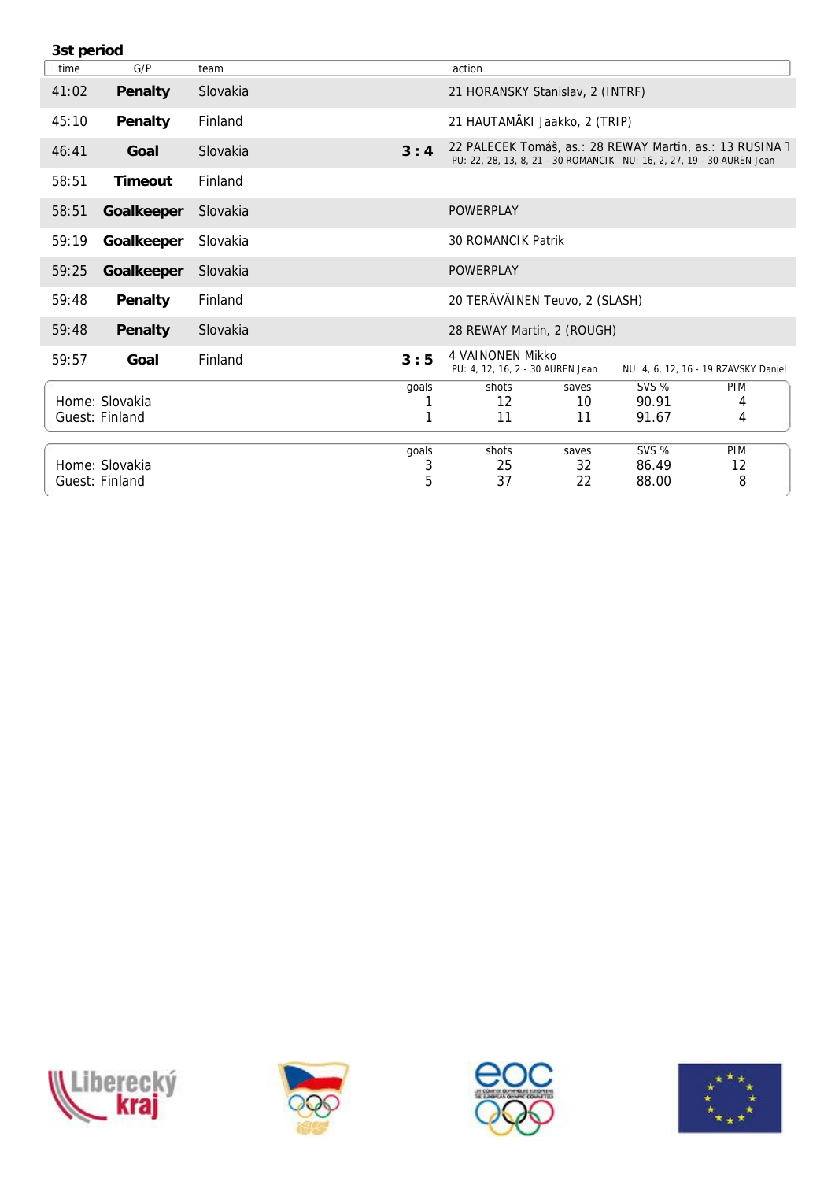### 3st period

| time | G/P | team | | action |
|---|---|---|---|---|
| 41:02 | **Penalty** | Slovakia | | 21 HORANSKY Stanislav, 2 (INTRF) |
| 45:10 | **Penalty** | Finland | | 21 HAUTAMÄKI Jaakko, 2 (TRIP) |
| 46:41 | **Goal** | Slovakia | **3 : 4** | 22 PALECEK Tomáš, as.: 28 REWAY Martin, as.: 13 RUSINA T<br>PU: 22, 28, 13, 8, 21 - 30 ROMANCIK NU: 16, 2, 27, 19 - 30 AUREN Jean |
| 58:51 | **Timeout** | Finland | | |
| 58:51 | **Goalkeeper** | Slovakia | | POWERPLAY |
| 59:19 | **Goalkeeper** | Slovakia | | 30 ROMANCIK Patrik |
| 59:25 | **Goalkeeper** | Slovakia | | POWERPLAY |
| 59:48 | **Penalty** | Finland | | 20 TERÄVÄINEN Teuvo, 2 (SLASH) |
| 59:48 | **Penalty** | Slovakia | | 28 REWAY Martin, 2 (ROUGH) |
| 59:57 | **Goal** | Finland | **3 : 5** | 4 VAINONEN Mikko<br>PU: 4, 12, 16, 2 - 30 AUREN Jean NU: 4, 6, 12, 16 - 19 RZAVSKY Daniel |

| | goals | shots | saves | SVS % | PIM |
|---|---|---|---|---|---|
| Home: Slovakia | 1 | 12 | 10 | 90.91 | 4 |
| Guest: Finland | 1 | 11 | 11 | 91.67 | 4 |

| | goals | shots | saves | SVS % | PIM |
|---|---|---|---|---|---|
| Home: Slovakia | 3 | 25 | 32 | 86.49 | 12 |
| Guest: Finland | 5 | 37 | 22 | 88.00 | 8 |